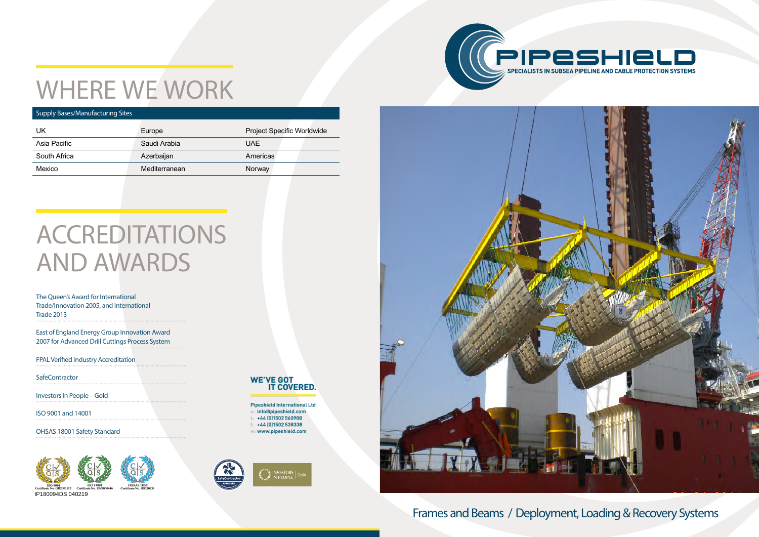# WHERE WE WORK

| Supply Bases/Manufacturing Sites | | |
|---|---|---|
| UK | Europe | Project Specific Worldwide |
| Asia Pacific | Saudi Arabia | UAE |
| South Africa | Azerbaijan | Americas |
| Mexico | Mediterranean | Norway |

# ACCREDITATIONS AND AWARDS

The Queen's Award for International Trade/Innovation 2005, and International Trade 2013

East of England Energy Group Innovation Award 2007 for Advanced Drill Cuttings Process System

FPAL Verified Industry Accreditation

SafeContractor

Investors In People – Gold

ISO 9001 and 14001

OHSAS 18001 Safety Standard

ISO 9001 Certificate No. GB2001112 | ISO 14001 Certificate No. EM2000446 | OHSAS 18001 Certificate No. HS230231

IP180094DS 040219

**WE'VE GOT IT COVERED.**

**Pipeshield International Ltd**
e: info@pipeshield.com
t: +44 (0)1502 560900
f: +44 (0)1502 538338
w: www.pipeshield.com

SafeContractor Approved

Investors in People Gold

**PIPESHIELD**
SPECIALISTS IN SUBSEA PIPELINE AND CABLE PROTECTION SYSTEMS

Frames and Beams / Deployment, Loading & Recovery Systems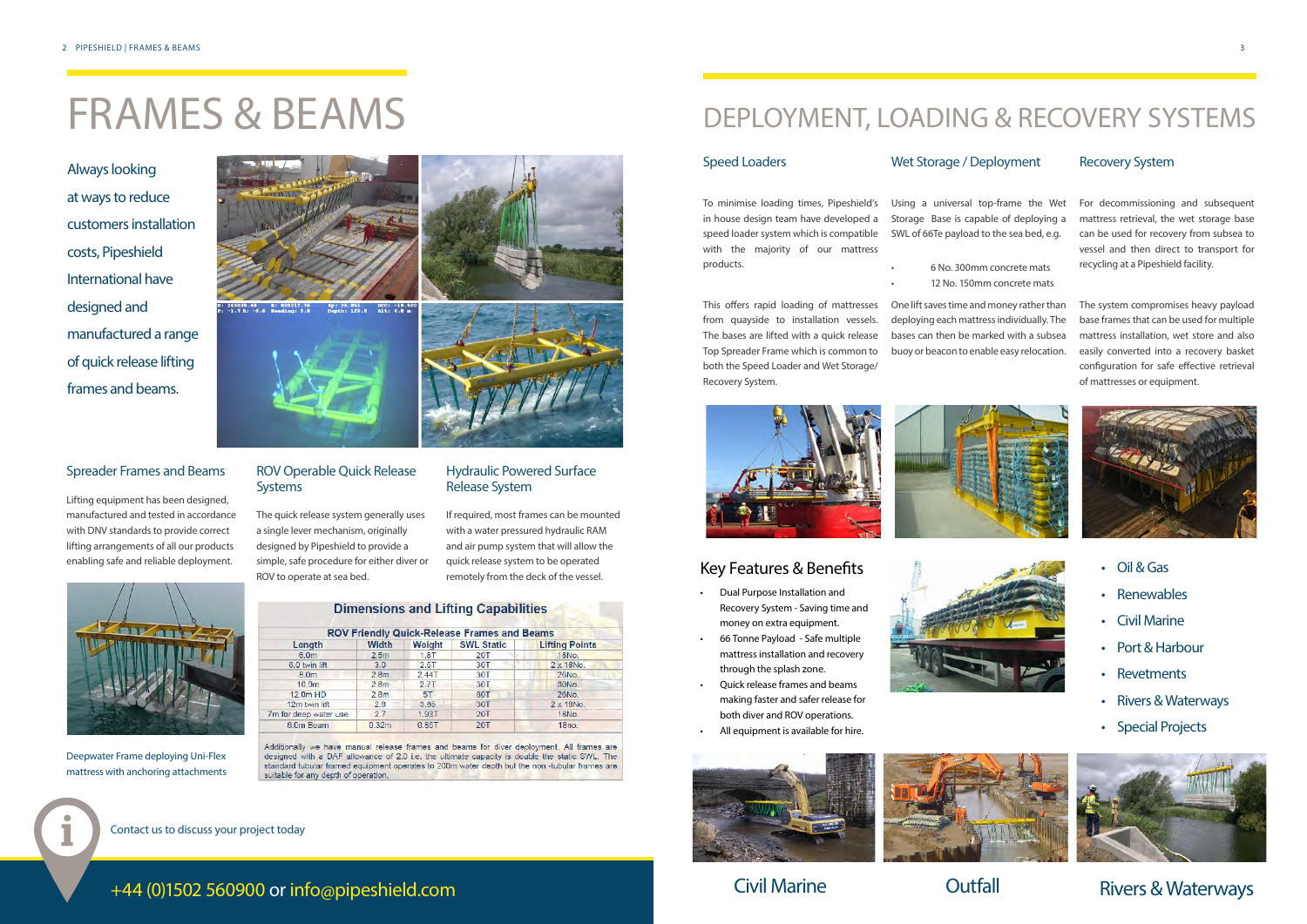# FRAMES & BEAMS

Always looking at ways to reduce customers installation costs, Pipeshield International have designed and manufactured a range of quick release lifting frames and beams.

### Spreader Frames and Beams

Lifting equipment has been designed, manufactured and tested in accordance with DNV standards to provide correct lifting arrangements of all our products enabling safe and reliable deployment.

### ROV Operable Quick Release Systems

The quick release system generally uses a single lever mechanism, originally designed by Pipeshield to provide a simple, safe procedure for either diver or ROV to operate at sea bed.

### Hydraulic Powered Surface Release System

If required, most frames can be mounted with a water pressured hydraulic RAM and air pump system that will allow the quick release system to be operated remotely from the deck of the vessel.

Deepwater Frame deploying Uni-Flex mattress with anchoring attachments

**Dimensions and Lifting Capabilities**

**ROV Friendly Quick-Release Frames and Beams**

| Length | Width | Weight | SWL Static | Lifting Points |
|---|---|---|---|---|
| 6.0m | 2.5m | 1.8T | 20T | 18No. |
| 6.0 twin lift | 3.0 | 2.5T | 30T | 2 x 18No. |
| 8.0m | 2.8m | 2.44T | 30T | 26No. |
| 10.0m | 2.8m | 2.7T | 30T | 30No. |
| 12.0m HD | 2.8m | 5T | 80T | 26No. |
| 12m twin lift | 2.9 | 3.85 | 30T | 2 x 18No. |
| 7m for deep water use | 2.7 | 1.93T | 20T | 18No. |
| 6.0m Beam | 0.32m | 0.85T | 20T | 18no. |

Additionally we have manual release frames and beams for diver deployment. All frames are designed with a DAF allowance of 2.0 i.e. the ultimate capacity is double the static SWL. The standard tubular framed equipment operates to 200m water depth but the non-tubular frames are suitable for any depth of operation.

Contact us to discuss your project today

+44 (0)1502 560900 or info@pipeshield.com

# DEPLOYMENT, LOADING & RECOVERY SYSTEMS

### Speed Loaders

To minimise loading times, Pipeshield's in house design team have developed a speed loader system which is compatible with the majority of our mattress products.

This offers rapid loading of mattresses from quayside to installation vessels. The bases are lifted with a quick release Top Spreader Frame which is common to both the Speed Loader and Wet Storage/ Recovery System.

### Wet Storage / Deployment

Using a universal top-frame the Wet Storage Base is capable of deploying a SWL of 66Te payload to the sea bed, e.g.

- 6 No. 300mm concrete mats
- 12 No. 150mm concrete mats

One lift saves time and money rather than deploying each mattress individually. The bases can then be marked with a subsea buoy or beacon to enable easy relocation.

### Recovery System

For decommissioning and subsequent mattress retrieval, the wet storage base can be used for recovery from subsea to vessel and then direct to transport for recycling at a Pipeshield facility.

The system compromises heavy payload base frames that can be used for multiple mattress installation, wet store and also easily converted into a recovery basket configuration for safe effective retrieval of mattresses or equipment.

## Key Features & Benefits

- Dual Purpose Installation and Recovery System - Saving time and money on extra equipment.
- 66 Tonne Payload - Safe multiple mattress installation and recovery through the splash zone.
- Quick release frames and beams making faster and safer release for both diver and ROV operations.
- All equipment is available for hire.

- Oil & Gas
- Renewables
- Civil Marine
- Port & Harbour
- Revetments
- Rivers & Waterways
- Special Projects

Civil Marine

Outfall

Rivers & Waterways